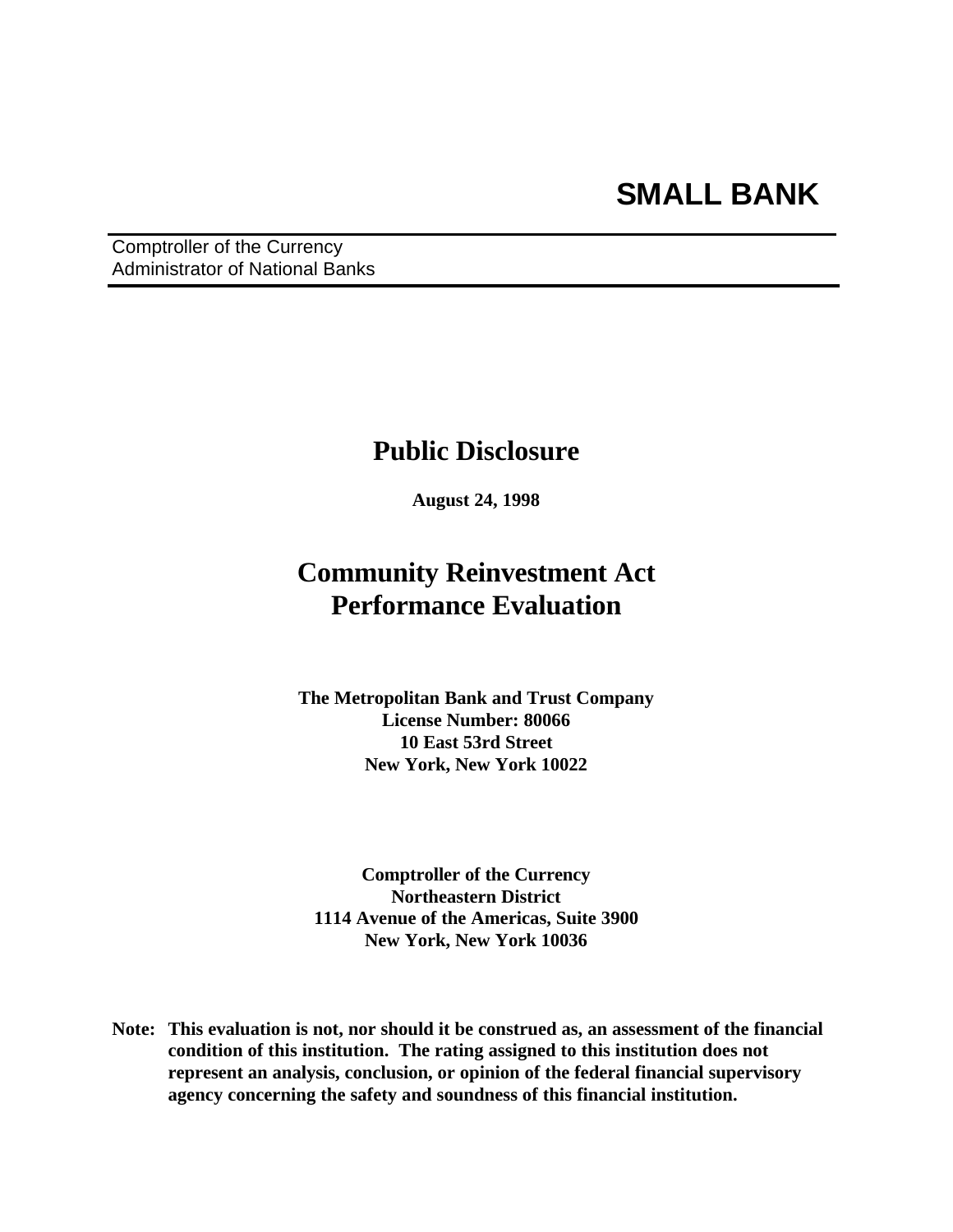# SMALL BANK

Comptroller of the Currency
Administrator of National Banks

## Public Disclosure

**August 24, 1998**

## Community Reinvestment Act Performance Evaluation

**The Metropolitan Bank and Trust Company**
**License Number: 80066**
**10 East 53rd Street**
**New York, New York 10022**

**Comptroller of the Currency**
**Northeastern District**
**1114 Avenue of the Americas, Suite 3900**
**New York, New York 10036**

**Note: This evaluation is not, nor should it be construed as, an assessment of the financial condition of this institution. The rating assigned to this institution does not represent an analysis, conclusion, or opinion of the federal financial supervisory agency concerning the safety and soundness of this financial institution.**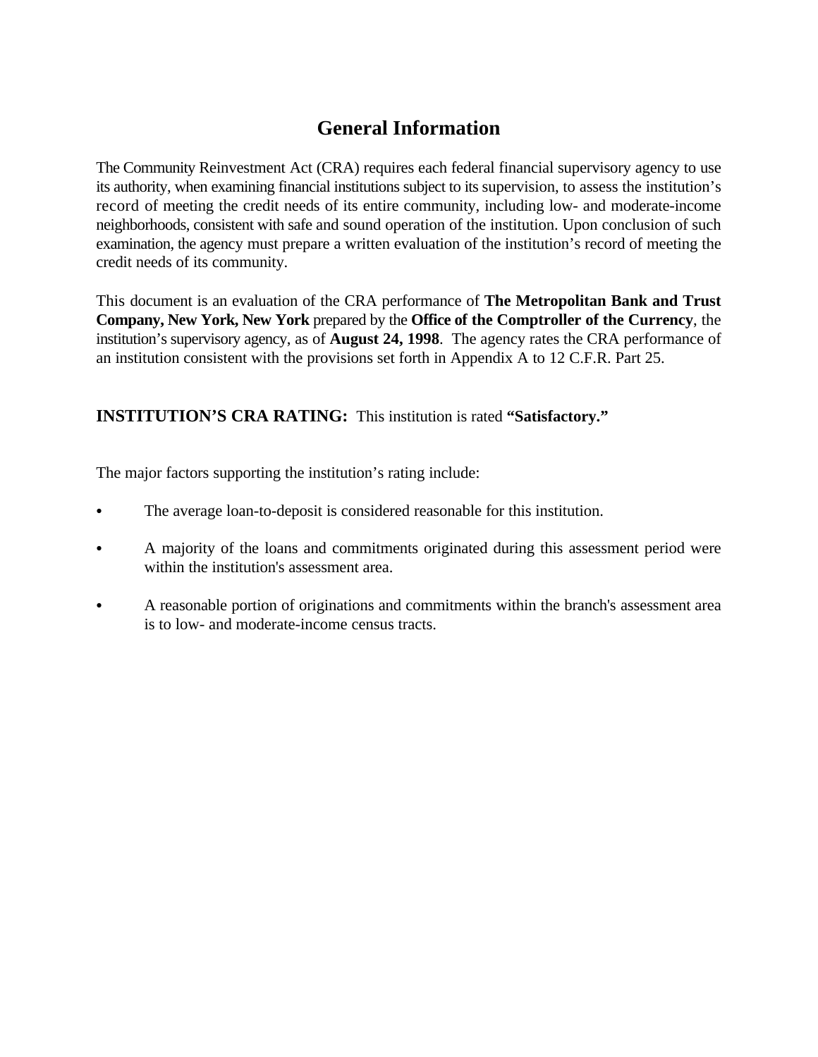# General Information

The Community Reinvestment Act (CRA) requires each federal financial supervisory agency to use its authority, when examining financial institutions subject to its supervision, to assess the institution's record of meeting the credit needs of its entire community, including low- and moderate-income neighborhoods, consistent with safe and sound operation of the institution. Upon conclusion of such examination, the agency must prepare a written evaluation of the institution's record of meeting the credit needs of its community.

This document is an evaluation of the CRA performance of **The Metropolitan Bank and Trust Company, New York, New York** prepared by the **Office of the Comptroller of the Currency**, the institution's supervisory agency, as of **August 24, 1998**. The agency rates the CRA performance of an institution consistent with the provisions set forth in Appendix A to 12 C.F.R. Part 25.

**INSTITUTION'S CRA RATING:** This institution is rated **"Satisfactory."**

The major factors supporting the institution's rating include:

- The average loan-to-deposit is considered reasonable for this institution.
- A majority of the loans and commitments originated during this assessment period were within the institution's assessment area.
- A reasonable portion of originations and commitments within the branch's assessment area is to low- and moderate-income census tracts.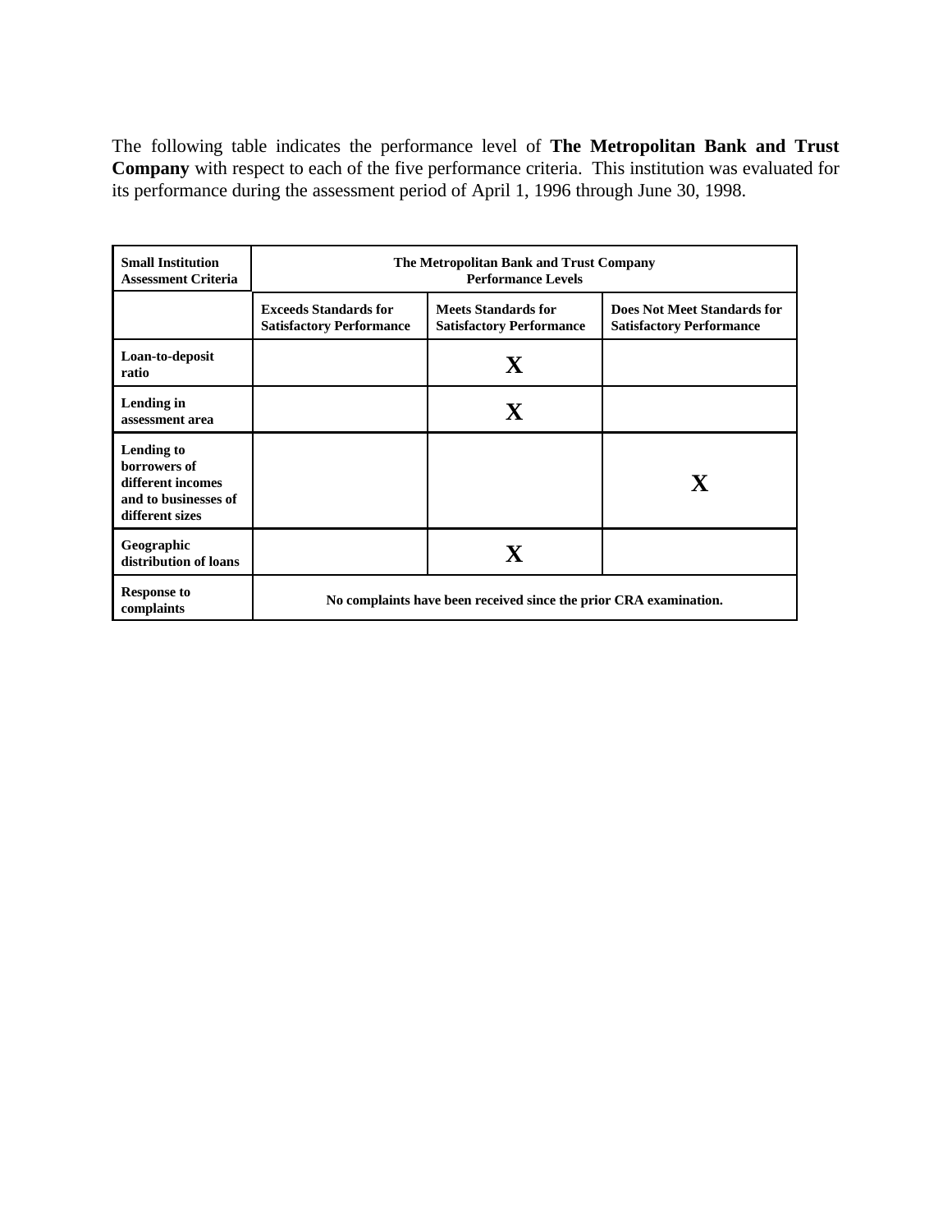The following table indicates the performance level of **The Metropolitan Bank and Trust Company** with respect to each of the five performance criteria. This institution was evaluated for its performance during the assessment period of April 1, 1996 through June 30, 1998.

| Small Institution Assessment Criteria | The Metropolitan Bank and Trust Company Performance Levels | | |
|---|---|---|---|
| | Exceeds Standards for Satisfactory Performance | Meets Standards for Satisfactory Performance | Does Not Meet Standards for Satisfactory Performance |
| Loan-to-deposit ratio | | X | |
| Lending in assessment area | | X | |
| Lending to borrowers of different incomes and to businesses of different sizes | | | X |
| Geographic distribution of loans | | X | |
| Response to complaints | No complaints have been received since the prior CRA examination. | | |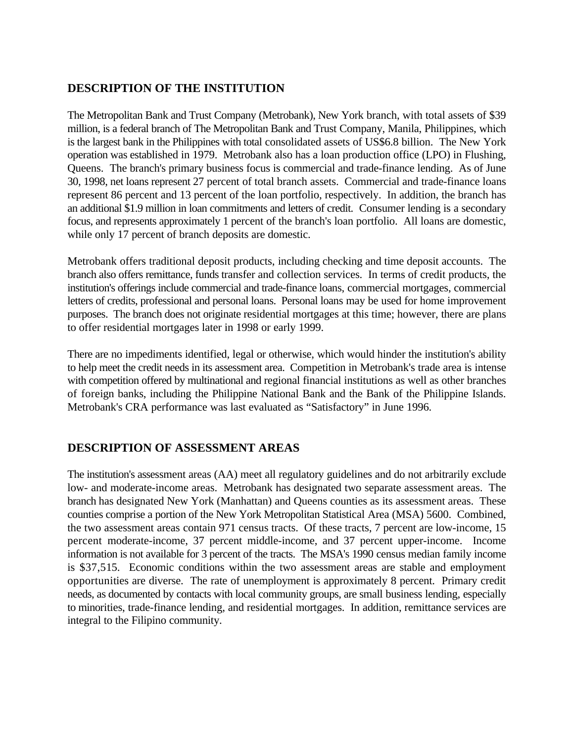## DESCRIPTION OF THE INSTITUTION

The Metropolitan Bank and Trust Company (Metrobank), New York branch, with total assets of $39 million, is a federal branch of The Metropolitan Bank and Trust Company, Manila, Philippines, which is the largest bank in the Philippines with total consolidated assets of US$6.8 billion. The New York operation was established in 1979. Metrobank also has a loan production office (LPO) in Flushing, Queens. The branch's primary business focus is commercial and trade-finance lending. As of June 30, 1998, net loans represent 27 percent of total branch assets. Commercial and trade-finance loans represent 86 percent and 13 percent of the loan portfolio, respectively. In addition, the branch has an additional $1.9 million in loan commitments and letters of credit. Consumer lending is a secondary focus, and represents approximately 1 percent of the branch's loan portfolio. All loans are domestic, while only 17 percent of branch deposits are domestic.

Metrobank offers traditional deposit products, including checking and time deposit accounts. The branch also offers remittance, funds transfer and collection services. In terms of credit products, the institution's offerings include commercial and trade-finance loans, commercial mortgages, commercial letters of credits, professional and personal loans. Personal loans may be used for home improvement purposes. The branch does not originate residential mortgages at this time; however, there are plans to offer residential mortgages later in 1998 or early 1999.

There are no impediments identified, legal or otherwise, which would hinder the institution's ability to help meet the credit needs in its assessment area. Competition in Metrobank's trade area is intense with competition offered by multinational and regional financial institutions as well as other branches of foreign banks, including the Philippine National Bank and the Bank of the Philippine Islands. Metrobank's CRA performance was last evaluated as "Satisfactory" in June 1996.

## DESCRIPTION OF ASSESSMENT AREAS

The institution's assessment areas (AA) meet all regulatory guidelines and do not arbitrarily exclude low- and moderate-income areas. Metrobank has designated two separate assessment areas. The branch has designated New York (Manhattan) and Queens counties as its assessment areas. These counties comprise a portion of the New York Metropolitan Statistical Area (MSA) 5600. Combined, the two assessment areas contain 971 census tracts. Of these tracts, 7 percent are low-income, 15 percent moderate-income, 37 percent middle-income, and 37 percent upper-income. Income information is not available for 3 percent of the tracts. The MSA's 1990 census median family income is $37,515. Economic conditions within the two assessment areas are stable and employment opportunities are diverse. The rate of unemployment is approximately 8 percent. Primary credit needs, as documented by contacts with local community groups, are small business lending, especially to minorities, trade-finance lending, and residential mortgages. In addition, remittance services are integral to the Filipino community.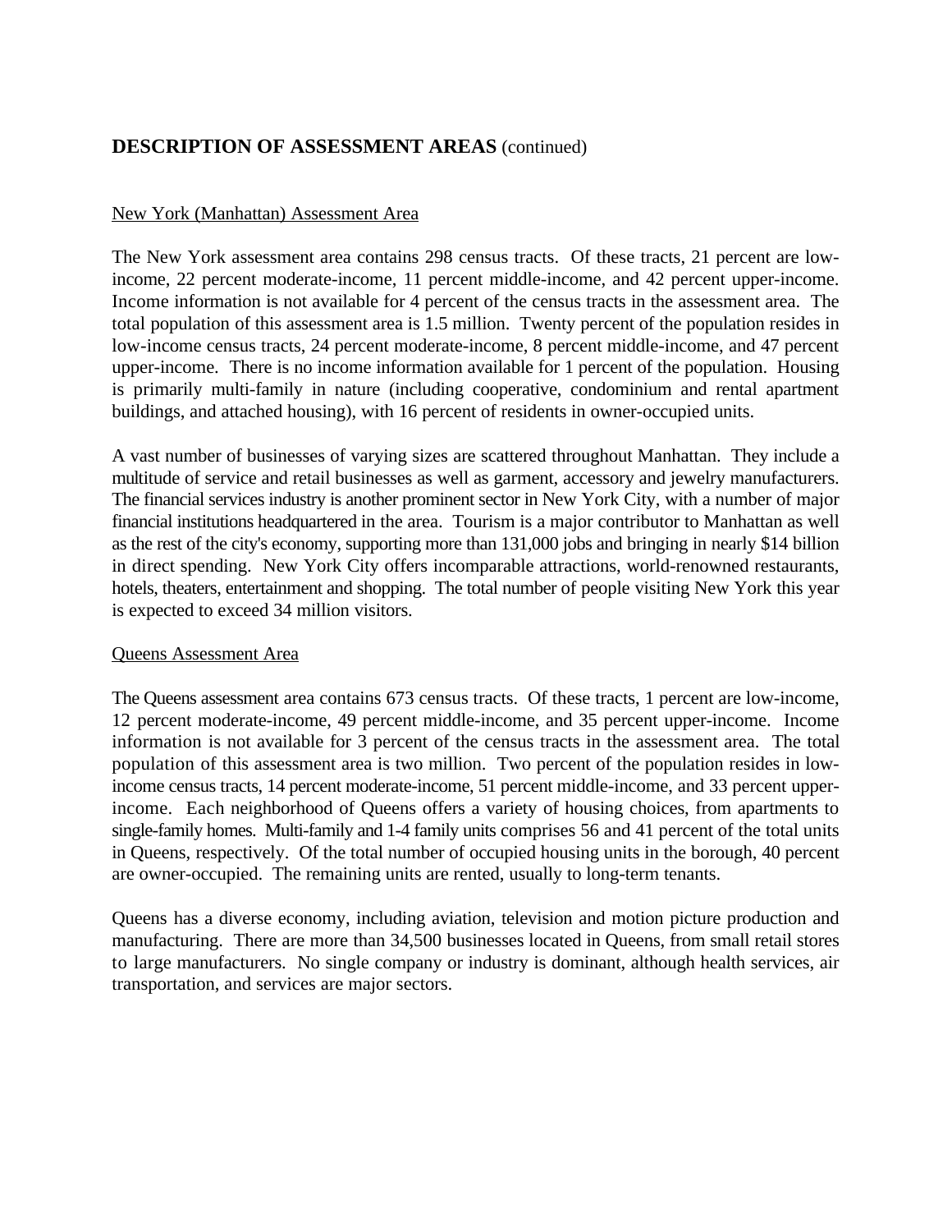## **DESCRIPTION OF ASSESSMENT AREAS** (continued)

New York (Manhattan) Assessment Area

The New York assessment area contains 298 census tracts. Of these tracts, 21 percent are low-income, 22 percent moderate-income, 11 percent middle-income, and 42 percent upper-income. Income information is not available for 4 percent of the census tracts in the assessment area. The total population of this assessment area is 1.5 million. Twenty percent of the population resides in low-income census tracts, 24 percent moderate-income, 8 percent middle-income, and 47 percent upper-income. There is no income information available for 1 percent of the population. Housing is primarily multi-family in nature (including cooperative, condominium and rental apartment buildings, and attached housing), with 16 percent of residents in owner-occupied units.

A vast number of businesses of varying sizes are scattered throughout Manhattan. They include a multitude of service and retail businesses as well as garment, accessory and jewelry manufacturers. The financial services industry is another prominent sector in New York City, with a number of major financial institutions headquartered in the area. Tourism is a major contributor to Manhattan as well as the rest of the city's economy, supporting more than 131,000 jobs and bringing in nearly $14 billion in direct spending. New York City offers incomparable attractions, world-renowned restaurants, hotels, theaters, entertainment and shopping. The total number of people visiting New York this year is expected to exceed 34 million visitors.

Queens Assessment Area

The Queens assessment area contains 673 census tracts. Of these tracts, 1 percent are low-income, 12 percent moderate-income, 49 percent middle-income, and 35 percent upper-income. Income information is not available for 3 percent of the census tracts in the assessment area. The total population of this assessment area is two million. Two percent of the population resides in low-income census tracts, 14 percent moderate-income, 51 percent middle-income, and 33 percent upper-income. Each neighborhood of Queens offers a variety of housing choices, from apartments to single-family homes. Multi-family and 1-4 family units comprises 56 and 41 percent of the total units in Queens, respectively. Of the total number of occupied housing units in the borough, 40 percent are owner-occupied. The remaining units are rented, usually to long-term tenants.

Queens has a diverse economy, including aviation, television and motion picture production and manufacturing. There are more than 34,500 businesses located in Queens, from small retail stores to large manufacturers. No single company or industry is dominant, although health services, air transportation, and services are major sectors.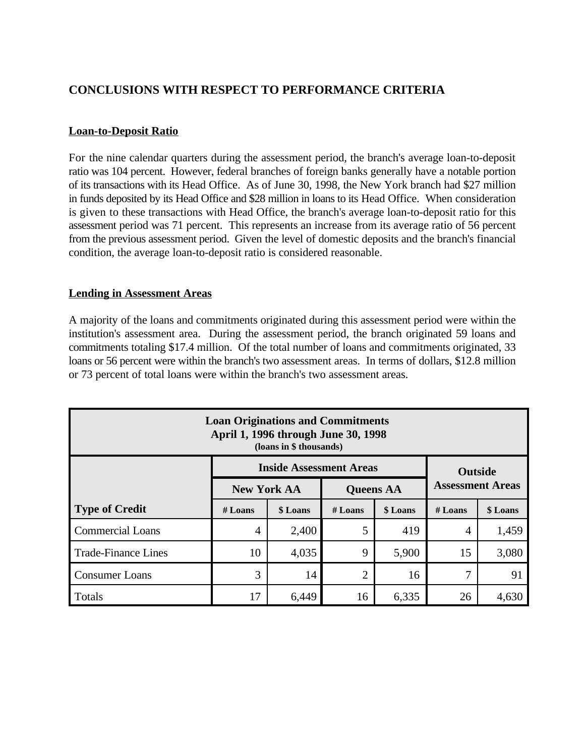## CONCLUSIONS WITH RESPECT TO PERFORMANCE CRITERIA

### Loan-to-Deposit Ratio

For the nine calendar quarters during the assessment period, the branch's average loan-to-deposit ratio was 104 percent. However, federal branches of foreign banks generally have a notable portion of its transactions with its Head Office. As of June 30, 1998, the New York branch had $27 million in funds deposited by its Head Office and $28 million in loans to its Head Office. When consideration is given to these transactions with Head Office, the branch's average loan-to-deposit ratio for this assessment period was 71 percent. This represents an increase from its average ratio of 56 percent from the previous assessment period. Given the level of domestic deposits and the branch's financial condition, the average loan-to-deposit ratio is considered reasonable.

### Lending in Assessment Areas

A majority of the loans and commitments originated during this assessment period were within the institution's assessment area. During the assessment period, the branch originated 59 loans and commitments totaling $17.4 million. Of the total number of loans and commitments originated, 33 loans or 56 percent were within the branch's two assessment areas. In terms of dollars, $12.8 million or 73 percent of total loans were within the branch's two assessment areas.

**Loan Originations and Commitments**
**April 1, 1996 through June 30, 1998**
**(loans in $ thousands)**

| | Inside Assessment Areas | | | | Outside Assessment Areas | |
|---|---|---|---|---|---|---|
| | New York AA | | Queens AA | | | |
| **Type of Credit** | # Loans | $ Loans | # Loans | $ Loans | # Loans | $ Loans |
| Commercial Loans | 4 | 2,400 | 5 | 419 | 4 | 1,459 |
| Trade-Finance Lines | 10 | 4,035 | 9 | 5,900 | 15 | 3,080 |
| Consumer Loans | 3 | 14 | 2 | 16 | 7 | 91 |
| Totals | 17 | 6,449 | 16 | 6,335 | 26 | 4,630 |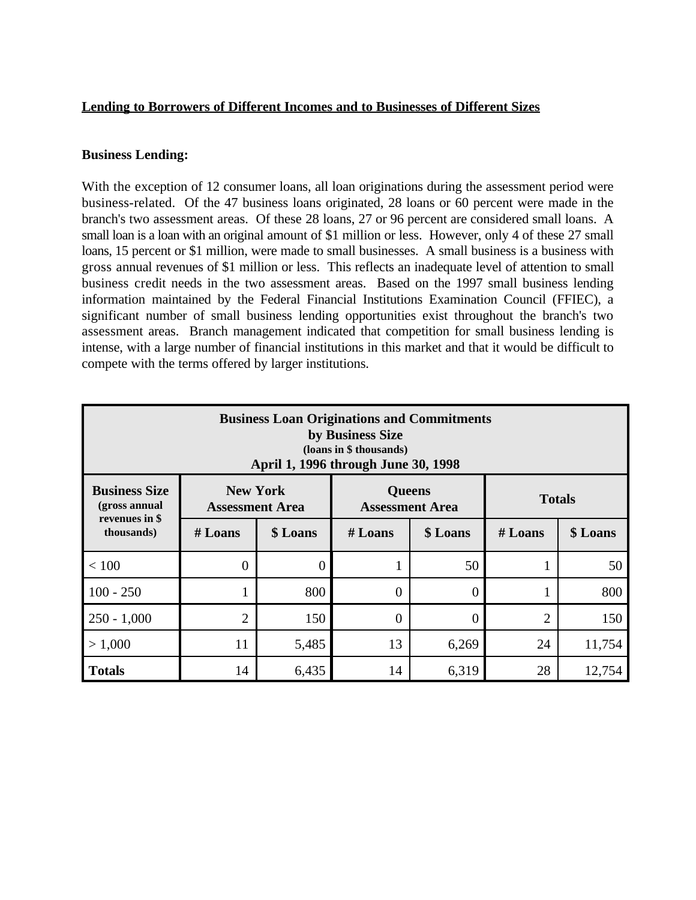**Lending to Borrowers of Different Incomes and to Businesses of Different Sizes**

**Business Lending:**

With the exception of 12 consumer loans, all loan originations during the assessment period were business-related. Of the 47 business loans originated, 28 loans or 60 percent were made in the branch's two assessment areas. Of these 28 loans, 27 or 96 percent are considered small loans. A small loan is a loan with an original amount of $1 million or less. However, only 4 of these 27 small loans, 15 percent or $1 million, were made to small businesses. A small business is a business with gross annual revenues of $1 million or less. This reflects an inadequate level of attention to small business credit needs in the two assessment areas. Based on the 1997 small business lending information maintained by the Federal Financial Institutions Examination Council (FFIEC), a significant number of small business lending opportunities exist throughout the branch's two assessment areas. Branch management indicated that competition for small business lending is intense, with a large number of financial institutions in this market and that it would be difficult to compete with the terms offered by larger institutions.

**Business Loan Originations and Commitments by Business Size (loans in $ thousands) April 1, 1996 through June 30, 1998**

| Business Size (gross annual revenues in $ thousands) | New York Assessment Area | | Queens Assessment Area | | Totals | |
|---|---|---|---|---|---|---|
| | # Loans | $ Loans | # Loans | $ Loans | # Loans | $ Loans |
| < 100 | 0 | 0 | 1 | 50 | 1 | 50 |
| 100 - 250 | 1 | 800 | 0 | 0 | 1 | 800 |
| 250 - 1,000 | 2 | 150 | 0 | 0 | 2 | 150 |
| > 1,000 | 11 | 5,485 | 13 | 6,269 | 24 | 11,754 |
| **Totals** | 14 | 6,435 | 14 | 6,319 | 28 | 12,754 |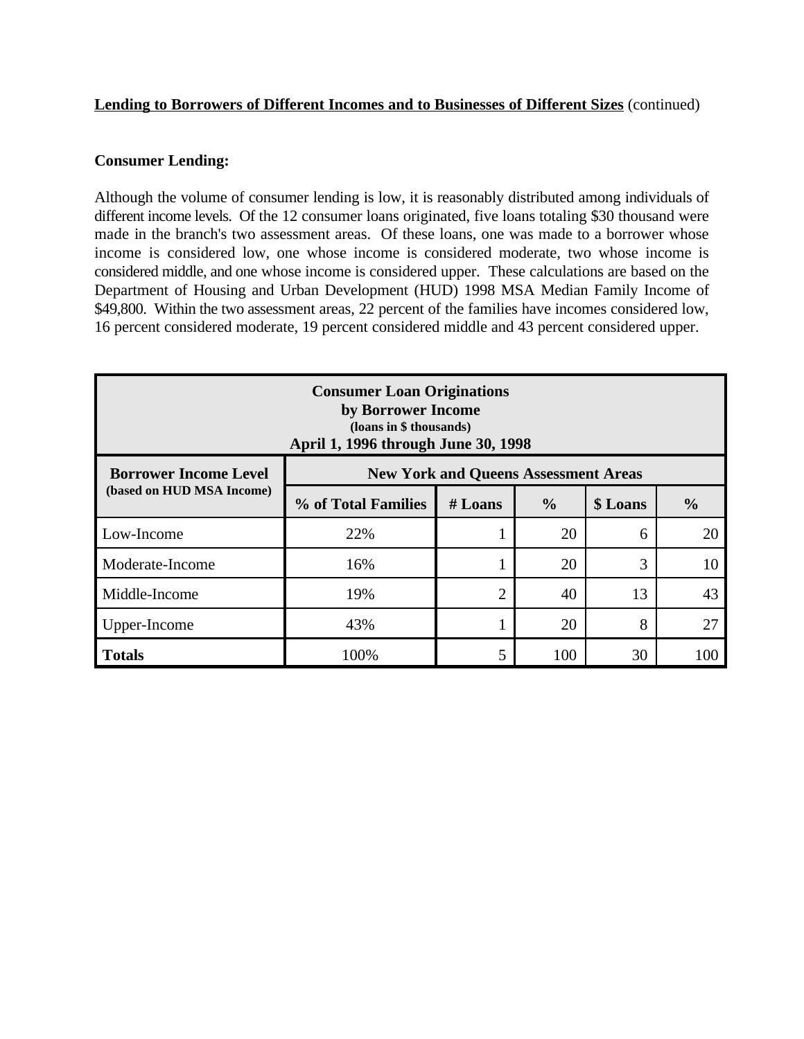**Lending to Borrowers of Different Incomes and to Businesses of Different Sizes** (continued)

**Consumer Lending:**

Although the volume of consumer lending is low, it is reasonably distributed among individuals of different income levels. Of the 12 consumer loans originated, five loans totaling $30 thousand were made in the branch's two assessment areas. Of these loans, one was made to a borrower whose income is considered low, one whose income is considered moderate, two whose income is considered middle, and one whose income is considered upper. These calculations are based on the Department of Housing and Urban Development (HUD) 1998 MSA Median Family Income of $49,800. Within the two assessment areas, 22 percent of the families have incomes considered low, 16 percent considered moderate, 19 percent considered middle and 43 percent considered upper.

**Consumer Loan Originations by Borrower Income (loans in $ thousands) April 1, 1996 through June 30, 1998**

| Borrower Income Level (based on HUD MSA Income) | New York and Queens Assessment Areas | | | | |
|---|---|---|---|---|---|
| | % of Total Families | # Loans | % | $ Loans | % |
| Low-Income | 22% | 1 | 20 | 6 | 20 |
| Moderate-Income | 16% | 1 | 20 | 3 | 10 |
| Middle-Income | 19% | 2 | 40 | 13 | 43 |
| Upper-Income | 43% | 1 | 20 | 8 | 27 |
| **Totals** | 100% | 5 | 100 | 30 | 100 |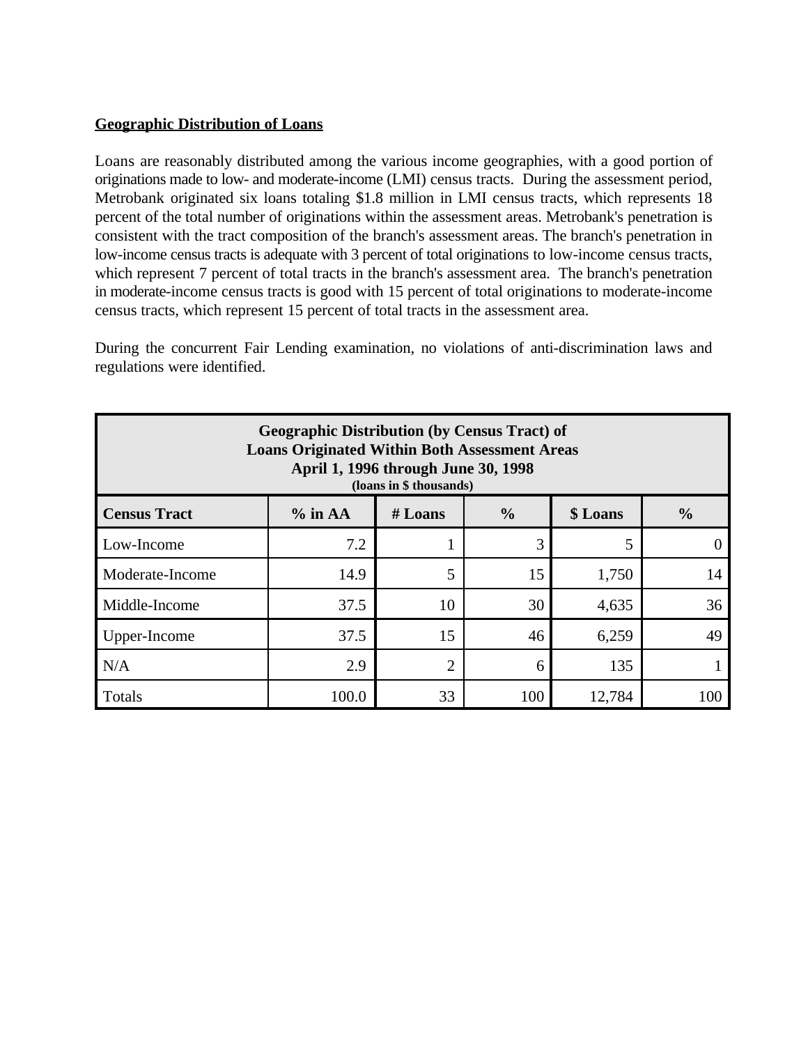## Geographic Distribution of Loans

Loans are reasonably distributed among the various income geographies, with a good portion of originations made to low- and moderate-income (LMI) census tracts. During the assessment period, Metrobank originated six loans totaling $1.8 million in LMI census tracts, which represents 18 percent of the total number of originations within the assessment areas. Metrobank's penetration is consistent with the tract composition of the branch's assessment areas. The branch's penetration in low-income census tracts is adequate with 3 percent of total originations to low-income census tracts, which represent 7 percent of total tracts in the branch's assessment area. The branch's penetration in moderate-income census tracts is good with 15 percent of total originations to moderate-income census tracts, which represent 15 percent of total tracts in the assessment area.

During the concurrent Fair Lending examination, no violations of anti-discrimination laws and regulations were identified.

**Geographic Distribution (by Census Tract) of Loans Originated Within Both Assessment Areas April 1, 1996 through June 30, 1998 (loans in $ thousands)**

| Census Tract | % in AA | # Loans | % | $ Loans | % |
|---|---|---|---|---|---|
| Low-Income | 7.2 | 1 | 3 | 5 | 0 |
| Moderate-Income | 14.9 | 5 | 15 | 1,750 | 14 |
| Middle-Income | 37.5 | 10 | 30 | 4,635 | 36 |
| Upper-Income | 37.5 | 15 | 46 | 6,259 | 49 |
| N/A | 2.9 | 2 | 6 | 135 | 1 |
| Totals | 100.0 | 33 | 100 | 12,784 | 100 |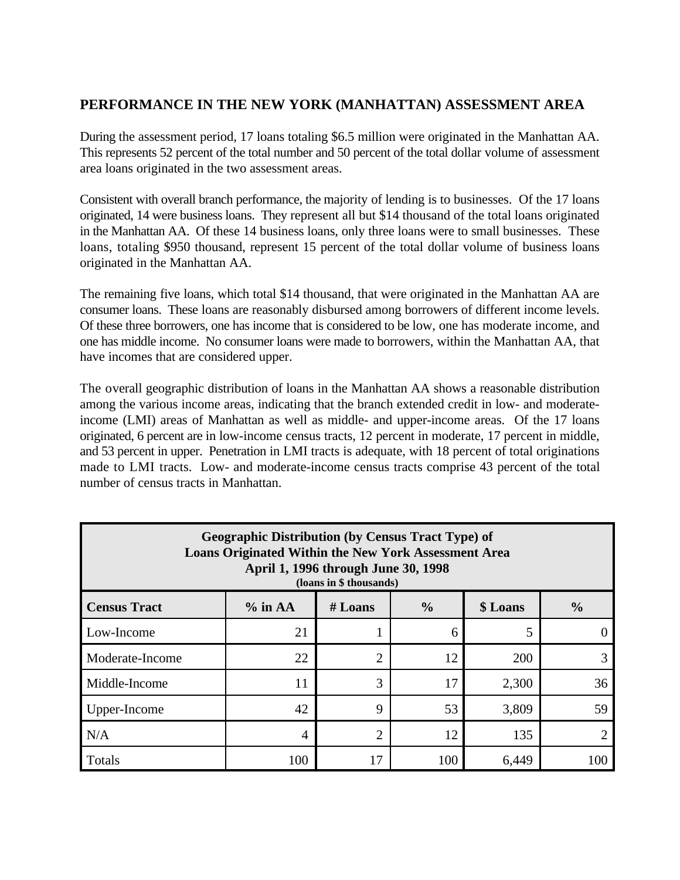## PERFORMANCE IN THE NEW YORK (MANHATTAN) ASSESSMENT AREA

During the assessment period, 17 loans totaling $6.5 million were originated in the Manhattan AA. This represents 52 percent of the total number and 50 percent of the total dollar volume of assessment area loans originated in the two assessment areas.

Consistent with overall branch performance, the majority of lending is to businesses. Of the 17 loans originated, 14 were business loans. They represent all but $14 thousand of the total loans originated in the Manhattan AA. Of these 14 business loans, only three loans were to small businesses. These loans, totaling $950 thousand, represent 15 percent of the total dollar volume of business loans originated in the Manhattan AA.

The remaining five loans, which total $14 thousand, that were originated in the Manhattan AA are consumer loans. These loans are reasonably disbursed among borrowers of different income levels. Of these three borrowers, one has income that is considered to be low, one has moderate income, and one has middle income. No consumer loans were made to borrowers, within the Manhattan AA, that have incomes that are considered upper.

The overall geographic distribution of loans in the Manhattan AA shows a reasonable distribution among the various income areas, indicating that the branch extended credit in low- and moderate-income (LMI) areas of Manhattan as well as middle- and upper-income areas. Of the 17 loans originated, 6 percent are in low-income census tracts, 12 percent in moderate, 17 percent in middle, and 53 percent in upper. Penetration in LMI tracts is adequate, with 18 percent of total originations made to LMI tracts. Low- and moderate-income census tracts comprise 43 percent of the total number of census tracts in Manhattan.

**Geographic Distribution (by Census Tract Type) of Loans Originated Within the New York Assessment Area April 1, 1996 through June 30, 1998 (loans in $ thousands)**

| Census Tract | % in AA | # Loans | % | $ Loans | % |
|---|---|---|---|---|---|
| Low-Income | 21 | 1 | 6 | 5 | 0 |
| Moderate-Income | 22 | 2 | 12 | 200 | 3 |
| Middle-Income | 11 | 3 | 17 | 2,300 | 36 |
| Upper-Income | 42 | 9 | 53 | 3,809 | 59 |
| N/A | 4 | 2 | 12 | 135 | 2 |
| Totals | 100 | 17 | 100 | 6,449 | 100 |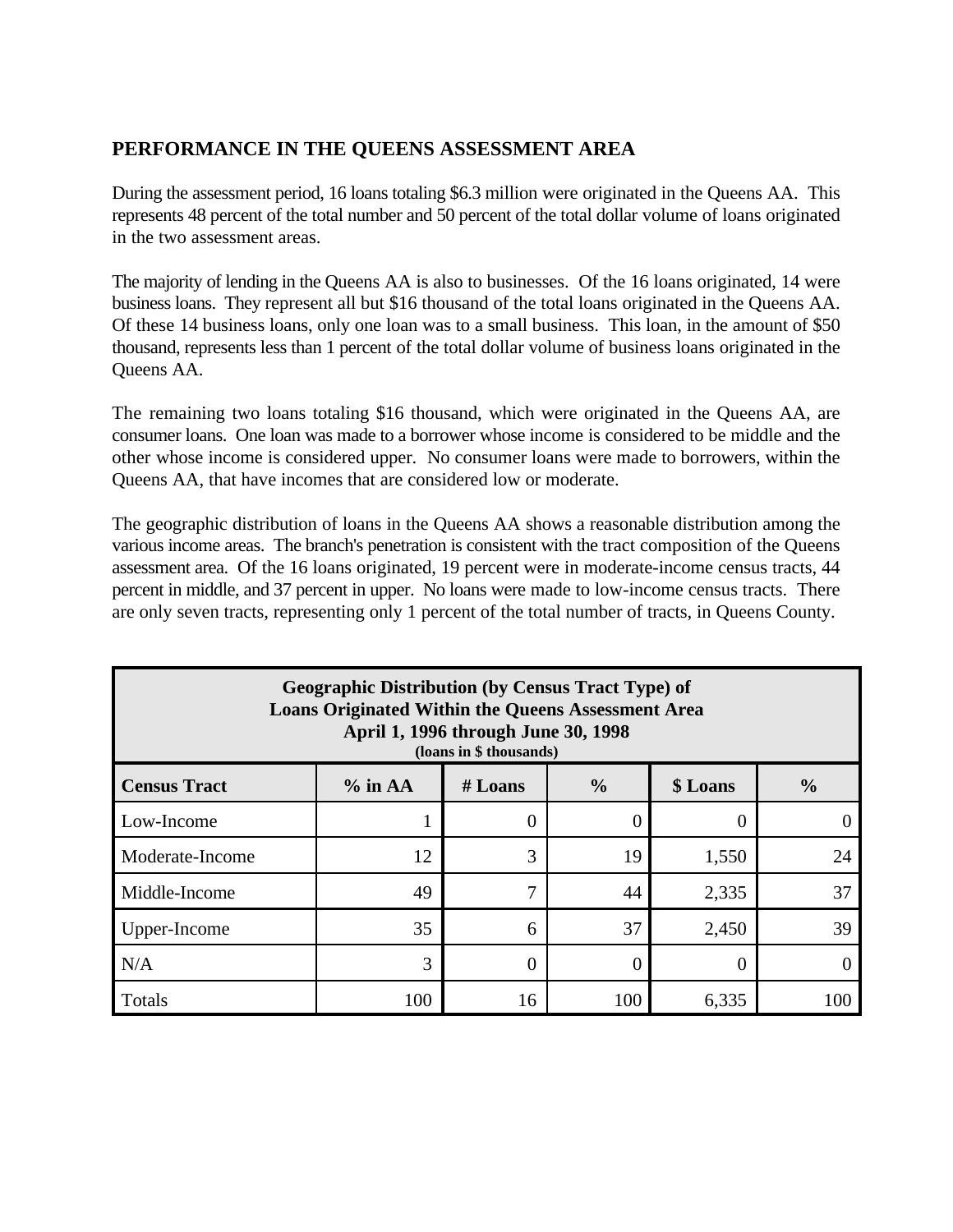## PERFORMANCE IN THE QUEENS ASSESSMENT AREA

During the assessment period, 16 loans totaling $6.3 million were originated in the Queens AA. This represents 48 percent of the total number and 50 percent of the total dollar volume of loans originated in the two assessment areas.

The majority of lending in the Queens AA is also to businesses. Of the 16 loans originated, 14 were business loans. They represent all but $16 thousand of the total loans originated in the Queens AA. Of these 14 business loans, only one loan was to a small business. This loan, in the amount of $50 thousand, represents less than 1 percent of the total dollar volume of business loans originated in the Queens AA.

The remaining two loans totaling $16 thousand, which were originated in the Queens AA, are consumer loans. One loan was made to a borrower whose income is considered to be middle and the other whose income is considered upper. No consumer loans were made to borrowers, within the Queens AA, that have incomes that are considered low or moderate.

The geographic distribution of loans in the Queens AA shows a reasonable distribution among the various income areas. The branch's penetration is consistent with the tract composition of the Queens assessment area. Of the 16 loans originated, 19 percent were in moderate-income census tracts, 44 percent in middle, and 37 percent in upper. No loans were made to low-income census tracts. There are only seven tracts, representing only 1 percent of the total number of tracts, in Queens County.

**Geographic Distribution (by Census Tract Type) of Loans Originated Within the Queens Assessment Area April 1, 1996 through June 30, 1998 (loans in $ thousands)**

| Census Tract | % in AA | # Loans | % | $ Loans | % |
|---|---|---|---|---|---|
| Low-Income | 1 | 0 | 0 | 0 | 0 |
| Moderate-Income | 12 | 3 | 19 | 1,550 | 24 |
| Middle-Income | 49 | 7 | 44 | 2,335 | 37 |
| Upper-Income | 35 | 6 | 37 | 2,450 | 39 |
| N/A | 3 | 0 | 0 | 0 | 0 |
| Totals | 100 | 16 | 100 | 6,335 | 100 |